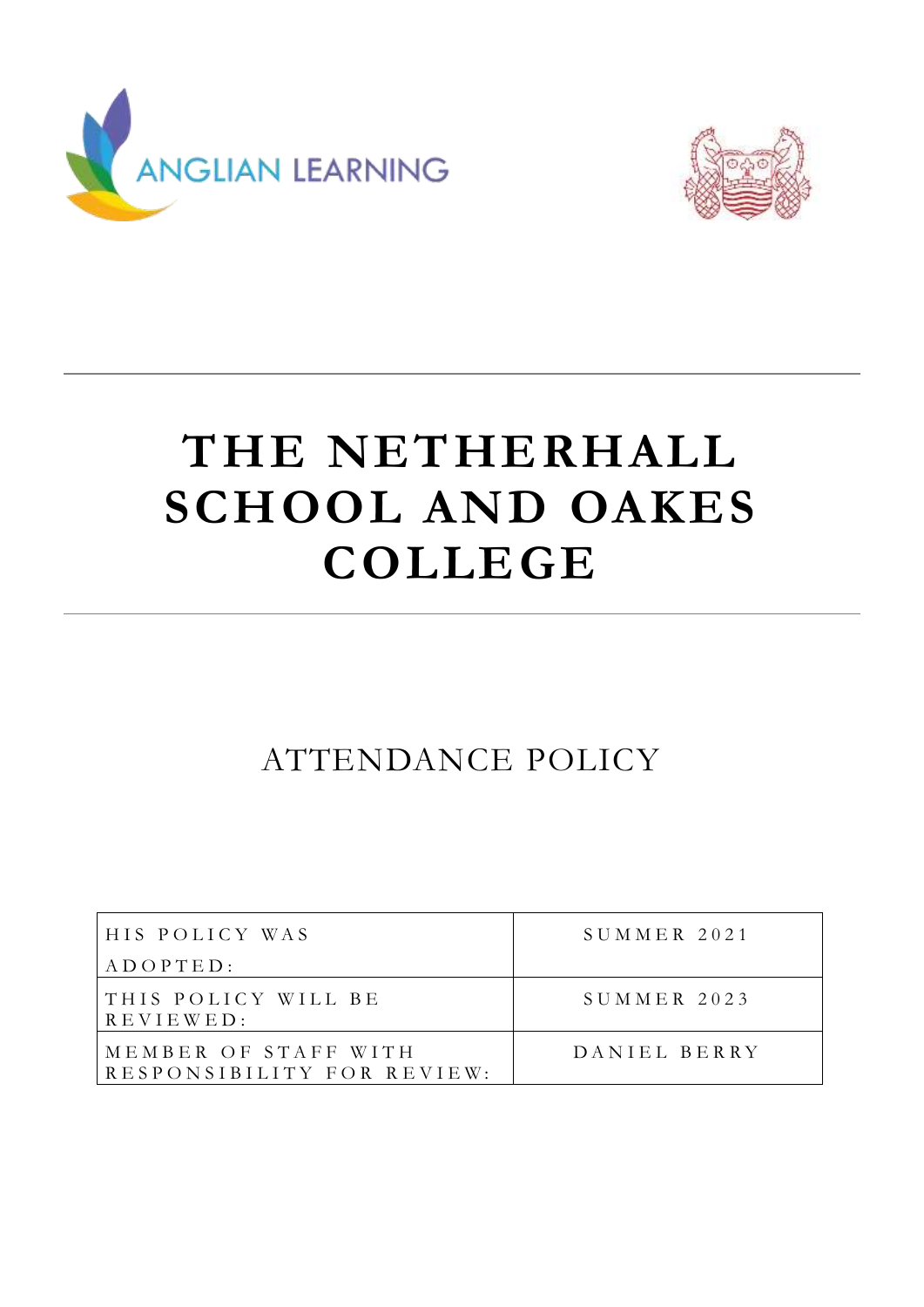ANGLIAN LEARNING

# THE NETHERHALL SCHOOL AND OAKES COLLEGE

## ATTENDANCE POLICY

| | |
|---|---|
| HIS POLICY WAS ADOPTED: | SUMMER 2021 |
| THIS POLICY WILL BE REVIEWED: | SUMMER 2023 |
| MEMBER OF STAFF WITH RESPONSIBILITY FOR REVIEW: | DANIEL BERRY |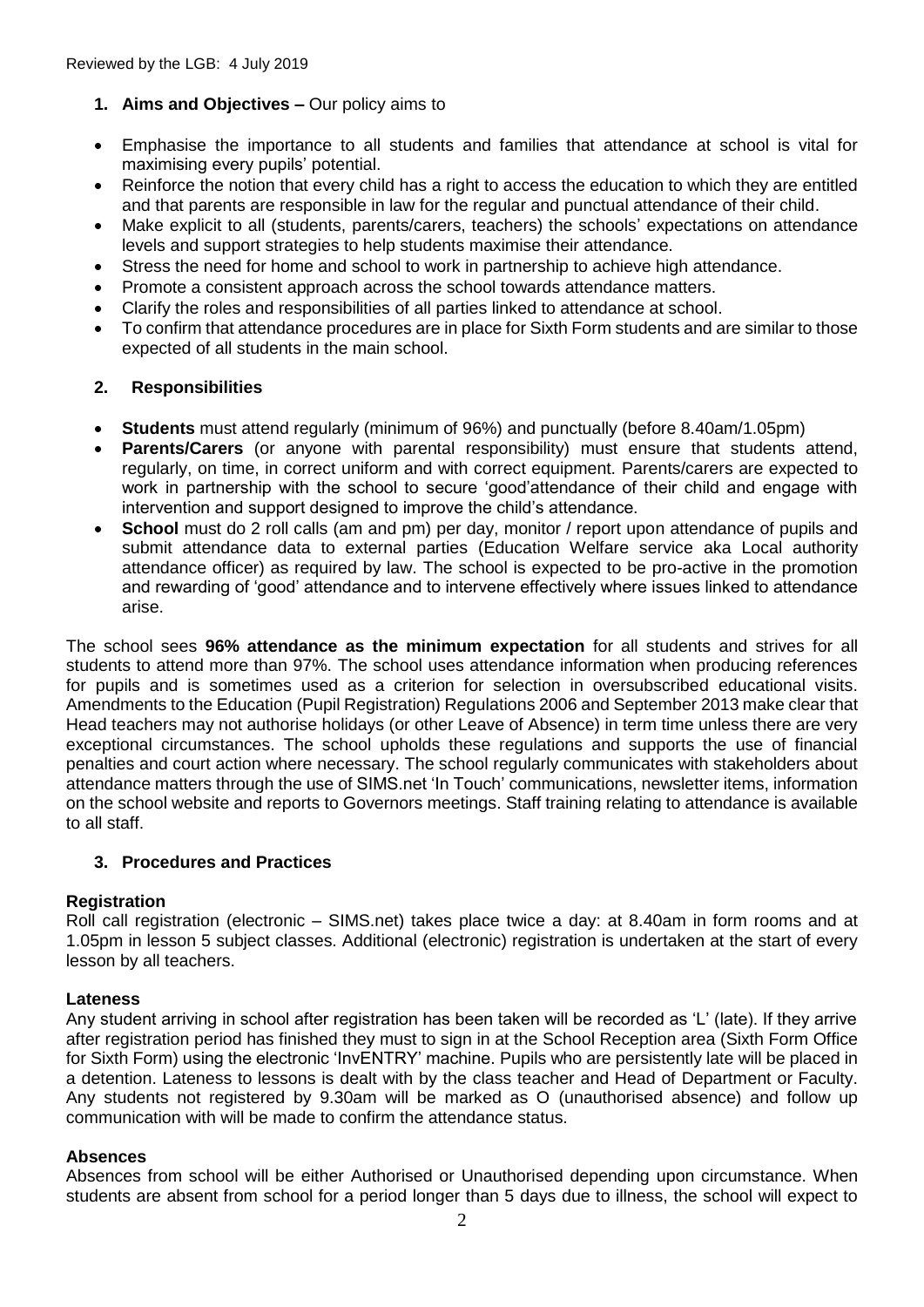Reviewed by the LGB: 4 July 2019

1. **Aims and Objectives –** Our policy aims to

- Emphasise the importance to all students and families that attendance at school is vital for maximising every pupils' potential.
- Reinforce the notion that every child has a right to access the education to which they are entitled and that parents are responsible in law for the regular and punctual attendance of their child.
- Make explicit to all (students, parents/carers, teachers) the schools' expectations on attendance levels and support strategies to help students maximise their attendance.
- Stress the need for home and school to work in partnership to achieve high attendance.
- Promote a consistent approach across the school towards attendance matters.
- Clarify the roles and responsibilities of all parties linked to attendance at school.
- To confirm that attendance procedures are in place for Sixth Form students and are similar to those expected of all students in the main school.

2. **Responsibilities**

- **Students** must attend regularly (minimum of 96%) and punctually (before 8.40am/1.05pm)
- **Parents/Carers** (or anyone with parental responsibility) must ensure that students attend, regularly, on time, in correct uniform and with correct equipment. Parents/carers are expected to work in partnership with the school to secure 'good'attendance of their child and engage with intervention and support designed to improve the child's attendance.
- **School** must do 2 roll calls (am and pm) per day, monitor / report upon attendance of pupils and submit attendance data to external parties (Education Welfare service aka Local authority attendance officer) as required by law. The school is expected to be pro-active in the promotion and rewarding of 'good' attendance and to intervene effectively where issues linked to attendance arise.

The school sees **96% attendance as the minimum expectation** for all students and strives for all students to attend more than 97%. The school uses attendance information when producing references for pupils and is sometimes used as a criterion for selection in oversubscribed educational visits. Amendments to the Education (Pupil Registration) Regulations 2006 and September 2013 make clear that Head teachers may not authorise holidays (or other Leave of Absence) in term time unless there are very exceptional circumstances. The school upholds these regulations and supports the use of financial penalties and court action where necessary. The school regularly communicates with stakeholders about attendance matters through the use of SIMS.net 'In Touch' communications, newsletter items, information on the school website and reports to Governors meetings. Staff training relating to attendance is available to all staff.

3. **Procedures and Practices**

**Registration**

Roll call registration (electronic – SIMS.net) takes place twice a day: at 8.40am in form rooms and at 1.05pm in lesson 5 subject classes. Additional (electronic) registration is undertaken at the start of every lesson by all teachers.

**Lateness**

Any student arriving in school after registration has been taken will be recorded as 'L' (late). If they arrive after registration period has finished they must to sign in at the School Reception area (Sixth Form Office for Sixth Form) using the electronic 'InvENTRY' machine. Pupils who are persistently late will be placed in a detention. Lateness to lessons is dealt with by the class teacher and Head of Department or Faculty. Any students not registered by 9.30am will be marked as O (unauthorised absence) and follow up communication with will be made to confirm the attendance status.

**Absences**

Absences from school will be either Authorised or Unauthorised depending upon circumstance. When students are absent from school for a period longer than 5 days due to illness, the school will expect to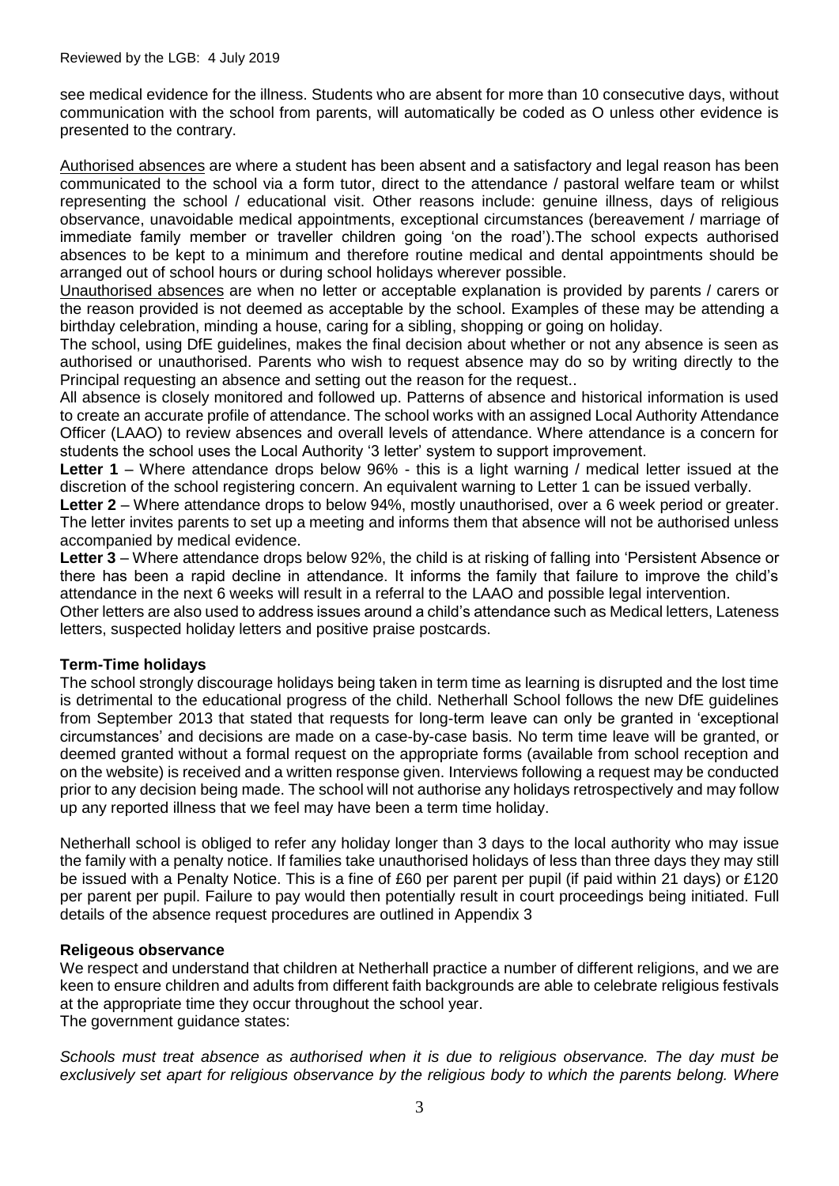see medical evidence for the illness. Students who are absent for more than 10 consecutive days, without communication with the school from parents, will automatically be coded as O unless other evidence is presented to the contrary.

Authorised absences are where a student has been absent and a satisfactory and legal reason has been communicated to the school via a form tutor, direct to the attendance / pastoral welfare team or whilst representing the school / educational visit. Other reasons include: genuine illness, days of religious observance, unavoidable medical appointments, exceptional circumstances (bereavement / marriage of immediate family member or traveller children going 'on the road').The school expects authorised absences to be kept to a minimum and therefore routine medical and dental appointments should be arranged out of school hours or during school holidays wherever possible.

Unauthorised absences are when no letter or acceptable explanation is provided by parents / carers or the reason provided is not deemed as acceptable by the school. Examples of these may be attending a birthday celebration, minding a house, caring for a sibling, shopping or going on holiday.

The school, using DfE guidelines, makes the final decision about whether or not any absence is seen as authorised or unauthorised. Parents who wish to request absence may do so by writing directly to the Principal requesting an absence and setting out the reason for the request..

All absence is closely monitored and followed up. Patterns of absence and historical information is used to create an accurate profile of attendance. The school works with an assigned Local Authority Attendance Officer (LAAO) to review absences and overall levels of attendance. Where attendance is a concern for students the school uses the Local Authority '3 letter' system to support improvement.

**Letter 1** – Where attendance drops below 96% - this is a light warning / medical letter issued at the discretion of the school registering concern. An equivalent warning to Letter 1 can be issued verbally.

**Letter 2** – Where attendance drops to below 94%, mostly unauthorised, over a 6 week period or greater. The letter invites parents to set up a meeting and informs them that absence will not be authorised unless accompanied by medical evidence.

**Letter 3** – Where attendance drops below 92%, the child is at risking of falling into 'Persistent Absence or there has been a rapid decline in attendance. It informs the family that failure to improve the child's attendance in the next 6 weeks will result in a referral to the LAAO and possible legal intervention.

Other letters are also used to address issues around a child's attendance such as Medical letters, Lateness letters, suspected holiday letters and positive praise postcards.

### Term-Time holidays

The school strongly discourage holidays being taken in term time as learning is disrupted and the lost time is detrimental to the educational progress of the child. Netherhall School follows the new DfE guidelines from September 2013 that stated that requests for long-term leave can only be granted in 'exceptional circumstances' and decisions are made on a case-by-case basis. No term time leave will be granted, or deemed granted without a formal request on the appropriate forms (available from school reception and on the website) is received and a written response given. Interviews following a request may be conducted prior to any decision being made. The school will not authorise any holidays retrospectively and may follow up any reported illness that we feel may have been a term time holiday.

Netherhall school is obliged to refer any holiday longer than 3 days to the local authority who may issue the family with a penalty notice. If families take unauthorised holidays of less than three days they may still be issued with a Penalty Notice. This is a fine of £60 per parent per pupil (if paid within 21 days) or £120 per parent per pupil. Failure to pay would then potentially result in court proceedings being initiated. Full details of the absence request procedures are outlined in Appendix 3

### Religeous observance

We respect and understand that children at Netherhall practice a number of different religions, and we are keen to ensure children and adults from different faith backgrounds are able to celebrate religious festivals at the appropriate time they occur throughout the school year.
The government guidance states:

*Schools must treat absence as authorised when it is due to religious observance. The day must be exclusively set apart for religious observance by the religious body to which the parents belong. Where*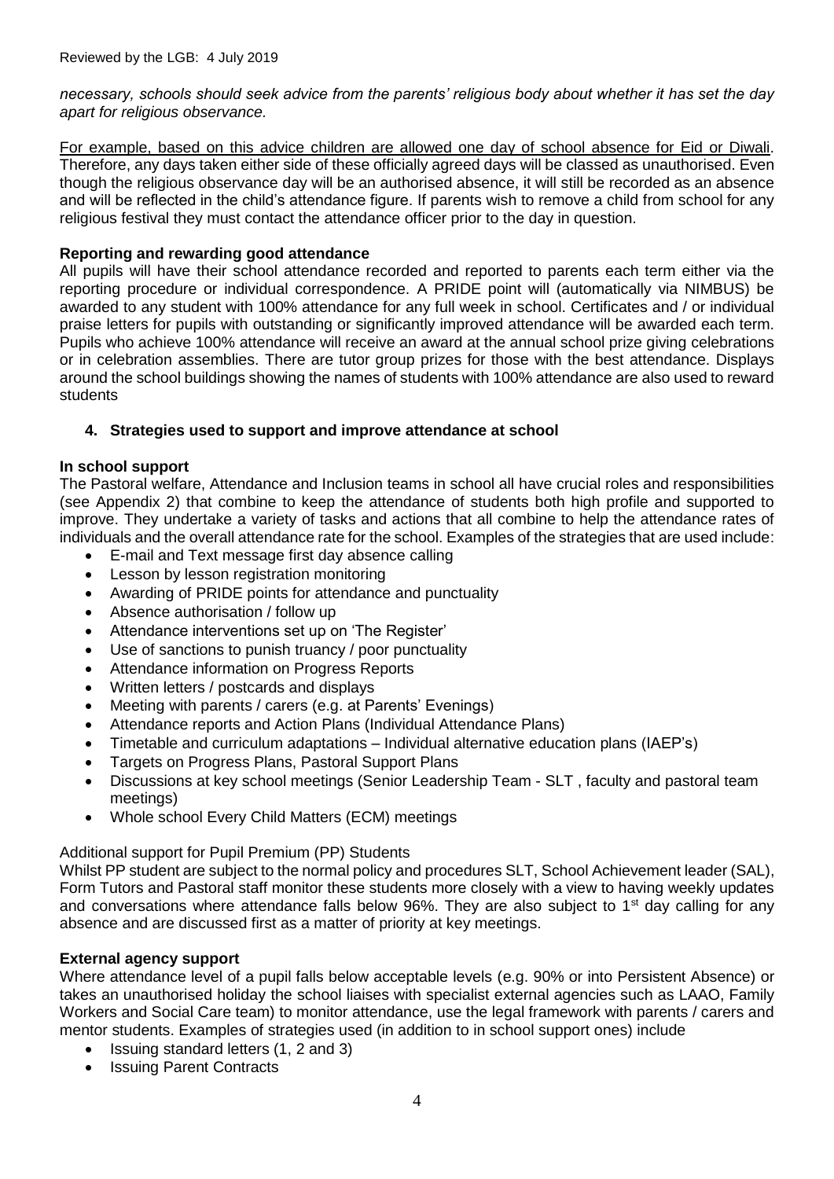*necessary, schools should seek advice from the parents' religious body about whether it has set the day apart for religious observance.*

For example, based on this advice children are allowed one day of school absence for Eid or Diwali. Therefore, any days taken either side of these officially agreed days will be classed as unauthorised. Even though the religious observance day will be an authorised absence, it will still be recorded as an absence and will be reflected in the child's attendance figure. If parents wish to remove a child from school for any religious festival they must contact the attendance officer prior to the day in question.

**Reporting and rewarding good attendance**

All pupils will have their school attendance recorded and reported to parents each term either via the reporting procedure or individual correspondence. A PRIDE point will (automatically via NIMBUS) be awarded to any student with 100% attendance for any full week in school. Certificates and / or individual praise letters for pupils with outstanding or significantly improved attendance will be awarded each term. Pupils who achieve 100% attendance will receive an award at the annual school prize giving celebrations or in celebration assemblies. There are tutor group prizes for those with the best attendance. Displays around the school buildings showing the names of students with 100% attendance are also used to reward students

## 4. Strategies used to support and improve attendance at school

**In school support**

The Pastoral welfare, Attendance and Inclusion teams in school all have crucial roles and responsibilities (see Appendix 2) that combine to keep the attendance of students both high profile and supported to improve. They undertake a variety of tasks and actions that all combine to help the attendance rates of individuals and the overall attendance rate for the school. Examples of the strategies that are used include:

- E-mail and Text message first day absence calling
- Lesson by lesson registration monitoring
- Awarding of PRIDE points for attendance and punctuality
- Absence authorisation / follow up
- Attendance interventions set up on 'The Register'
- Use of sanctions to punish truancy / poor punctuality
- Attendance information on Progress Reports
- Written letters / postcards and displays
- Meeting with parents / carers (e.g. at Parents' Evenings)
- Attendance reports and Action Plans (Individual Attendance Plans)
- Timetable and curriculum adaptations – Individual alternative education plans (IAEP's)
- Targets on Progress Plans, Pastoral Support Plans
- Discussions at key school meetings (Senior Leadership Team - SLT , faculty and pastoral team meetings)
- Whole school Every Child Matters (ECM) meetings

Additional support for Pupil Premium (PP) Students

Whilst PP student are subject to the normal policy and procedures SLT, School Achievement leader (SAL), Form Tutors and Pastoral staff monitor these students more closely with a view to having weekly updates and conversations where attendance falls below 96%. They are also subject to 1st day calling for any absence and are discussed first as a matter of priority at key meetings.

**External agency support**

Where attendance level of a pupil falls below acceptable levels (e.g. 90% or into Persistent Absence) or takes an unauthorised holiday the school liaises with specialist external agencies such as LAAO, Family Workers and Social Care team) to monitor attendance, use the legal framework with parents / carers and mentor students. Examples of strategies used (in addition to in school support ones) include

- Issuing standard letters (1, 2 and 3)
- Issuing Parent Contracts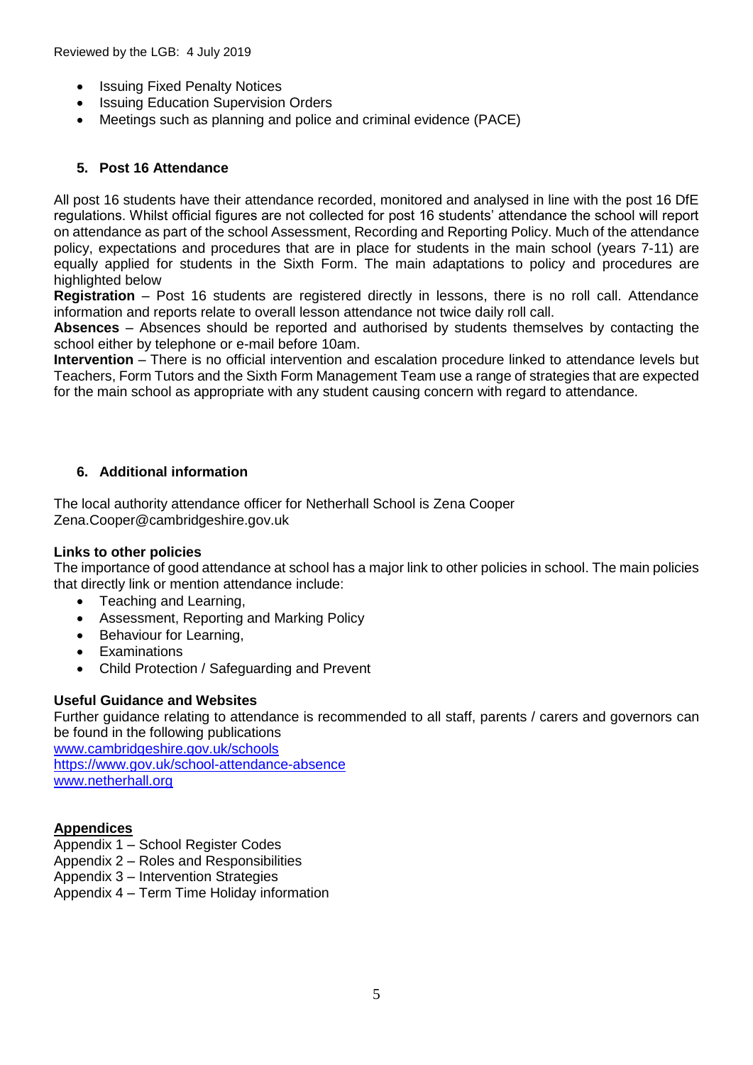- Issuing Fixed Penalty Notices
- Issuing Education Supervision Orders
- Meetings such as planning and police and criminal evidence (PACE)

## 5. Post 16 Attendance

All post 16 students have their attendance recorded, monitored and analysed in line with the post 16 DfE regulations. Whilst official figures are not collected for post 16 students' attendance the school will report on attendance as part of the school Assessment, Recording and Reporting Policy. Much of the attendance policy, expectations and procedures that are in place for students in the main school (years 7-11) are equally applied for students in the Sixth Form. The main adaptations to policy and procedures are highlighted below

**Registration** – Post 16 students are registered directly in lessons, there is no roll call. Attendance information and reports relate to overall lesson attendance not twice daily roll call.

**Absences** – Absences should be reported and authorised by students themselves by contacting the school either by telephone or e-mail before 10am.

**Intervention** – There is no official intervention and escalation procedure linked to attendance levels but Teachers, Form Tutors and the Sixth Form Management Team use a range of strategies that are expected for the main school as appropriate with any student causing concern with regard to attendance.

## 6. Additional information

The local authority attendance officer for Netherhall School is Zena Cooper
Zena.Cooper@cambridgeshire.gov.uk

**Links to other policies**

The importance of good attendance at school has a major link to other policies in school. The main policies that directly link or mention attendance include:

- Teaching and Learning,
- Assessment, Reporting and Marking Policy
- Behaviour for Learning,
- Examinations
- Child Protection / Safeguarding and Prevent

**Useful Guidance and Websites**

Further guidance relating to attendance is recommended to all staff, parents / carers and governors can be found in the following publications

www.cambridgeshire.gov.uk/schools
https://www.gov.uk/school-attendance-absence
www.netherhall.org

**Appendices**

Appendix 1 – School Register Codes
Appendix 2 – Roles and Responsibilities
Appendix 3 – Intervention Strategies
Appendix 4 – Term Time Holiday information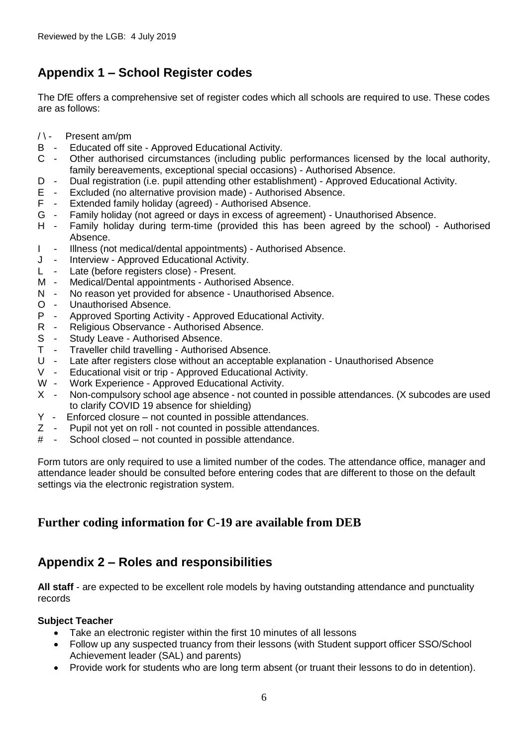Reviewed by the LGB: 4 July 2019

## Appendix 1 – School Register codes

The DfE offers a comprehensive set of register codes which all schools are required to use. These codes are as follows:

- / \ - Present am/pm
- B - Educated off site - Approved Educational Activity.
- C - Other authorised circumstances (including public performances licensed by the local authority, family bereavements, exceptional special occasions) - Authorised Absence.
- D - Dual registration (i.e. pupil attending other establishment) - Approved Educational Activity.
- E - Excluded (no alternative provision made) - Authorised Absence.
- F - Extended family holiday (agreed) - Authorised Absence.
- G - Family holiday (not agreed or days in excess of agreement) - Unauthorised Absence.
- H - Family holiday during term-time (provided this has been agreed by the school) - Authorised Absence.
- I - Illness (not medical/dental appointments) - Authorised Absence.
- J - Interview - Approved Educational Activity.
- L - Late (before registers close) - Present.
- M - Medical/Dental appointments - Authorised Absence.
- N - No reason yet provided for absence - Unauthorised Absence.
- O - Unauthorised Absence.
- P - Approved Sporting Activity - Approved Educational Activity.
- R - Religious Observance - Authorised Absence.
- S - Study Leave - Authorised Absence.
- T - Traveller child travelling - Authorised Absence.
- U - Late after registers close without an acceptable explanation - Unauthorised Absence
- V - Educational visit or trip - Approved Educational Activity.
- W - Work Experience - Approved Educational Activity.
- X - Non-compulsory school age absence - not counted in possible attendances. (X subcodes are used to clarify COVID 19 absence for shielding)
- Y - Enforced closure – not counted in possible attendances.
- Z - Pupil not yet on roll - not counted in possible attendances.
- # - School closed – not counted in possible attendance.

Form tutors are only required to use a limited number of the codes. The attendance office, manager and attendance leader should be consulted before entering codes that are different to those on the default settings via the electronic registration system.

## Further coding information for C-19 are available from DEB

## Appendix 2 – Roles and responsibilities

**All staff** - are expected to be excellent role models by having outstanding attendance and punctuality records

**Subject Teacher**

- Take an electronic register within the first 10 minutes of all lessons
- Follow up any suspected truancy from their lessons (with Student support officer SSO/School Achievement leader (SAL) and parents)
- Provide work for students who are long term absent (or truant their lessons to do in detention).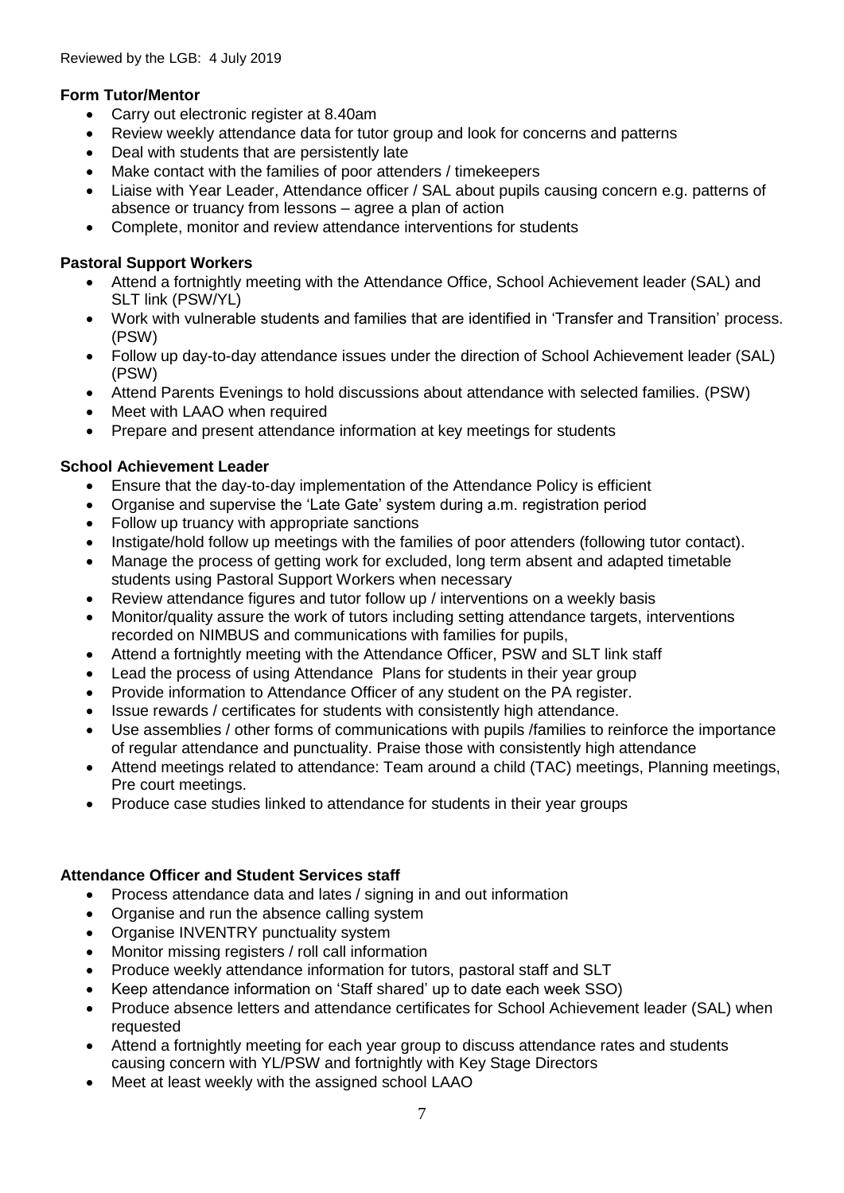**Form Tutor/Mentor**

- Carry out electronic register at 8.40am
- Review weekly attendance data for tutor group and look for concerns and patterns
- Deal with students that are persistently late
- Make contact with the families of poor attenders / timekeepers
- Liaise with Year Leader, Attendance officer / SAL about pupils causing concern e.g. patterns of absence or truancy from lessons – agree a plan of action
- Complete, monitor and review attendance interventions for students

**Pastoral Support Workers**

- Attend a fortnightly meeting with the Attendance Office, School Achievement leader (SAL) and SLT link (PSW/YL)
- Work with vulnerable students and families that are identified in 'Transfer and Transition' process. (PSW)
- Follow up day-to-day attendance issues under the direction of School Achievement leader (SAL) (PSW)
- Attend Parents Evenings to hold discussions about attendance with selected families. (PSW)
- Meet with LAAO when required
- Prepare and present attendance information at key meetings for students

**School Achievement Leader**

- Ensure that the day-to-day implementation of the Attendance Policy is efficient
- Organise and supervise the 'Late Gate' system during a.m. registration period
- Follow up truancy with appropriate sanctions
- Instigate/hold follow up meetings with the families of poor attenders (following tutor contact).
- Manage the process of getting work for excluded, long term absent and adapted timetable students using Pastoral Support Workers when necessary
- Review attendance figures and tutor follow up / interventions on a weekly basis
- Monitor/quality assure the work of tutors including setting attendance targets, interventions recorded on NIMBUS and communications with families for pupils,
- Attend a fortnightly meeting with the Attendance Officer, PSW and SLT link staff
- Lead the process of using Attendance Plans for students in their year group
- Provide information to Attendance Officer of any student on the PA register.
- Issue rewards / certificates for students with consistently high attendance.
- Use assemblies / other forms of communications with pupils /families to reinforce the importance of regular attendance and punctuality. Praise those with consistently high attendance
- Attend meetings related to attendance: Team around a child (TAC) meetings, Planning meetings, Pre court meetings.
- Produce case studies linked to attendance for students in their year groups

**Attendance Officer and Student Services staff**

- Process attendance data and lates / signing in and out information
- Organise and run the absence calling system
- Organise INVENTRY punctuality system
- Monitor missing registers / roll call information
- Produce weekly attendance information for tutors, pastoral staff and SLT
- Keep attendance information on 'Staff shared' up to date each week SSO)
- Produce absence letters and attendance certificates for School Achievement leader (SAL) when requested
- Attend a fortnightly meeting for each year group to discuss attendance rates and students causing concern with YL/PSW and fortnightly with Key Stage Directors
- Meet at least weekly with the assigned school LAAO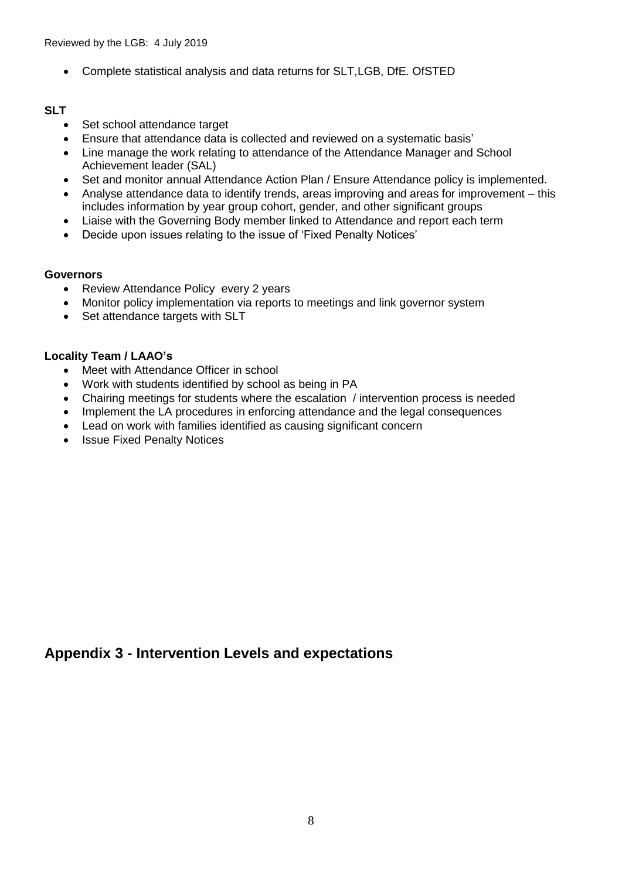- Complete statistical analysis and data returns for SLT,LGB, DfE. OfSTED

**SLT**

- Set school attendance target
- Ensure that attendance data is collected and reviewed on a systematic basis'
- Line manage the work relating to attendance of the Attendance Manager and School Achievement leader (SAL)
- Set and monitor annual Attendance Action Plan / Ensure Attendance policy is implemented.
- Analyse attendance data to identify trends, areas improving and areas for improvement – this includes information by year group cohort, gender, and other significant groups
- Liaise with the Governing Body member linked to Attendance and report each term
- Decide upon issues relating to the issue of 'Fixed Penalty Notices'

**Governors**

- Review Attendance Policy every 2 years
- Monitor policy implementation via reports to meetings and link governor system
- Set attendance targets with SLT

**Locality Team / LAAO's**

- Meet with Attendance Officer in school
- Work with students identified by school as being in PA
- Chairing meetings for students where the escalation / intervention process is needed
- Implement the LA procedures in enforcing attendance and the legal consequences
- Lead on work with families identified as causing significant concern
- Issue Fixed Penalty Notices

## Appendix 3 - Intervention Levels and expectations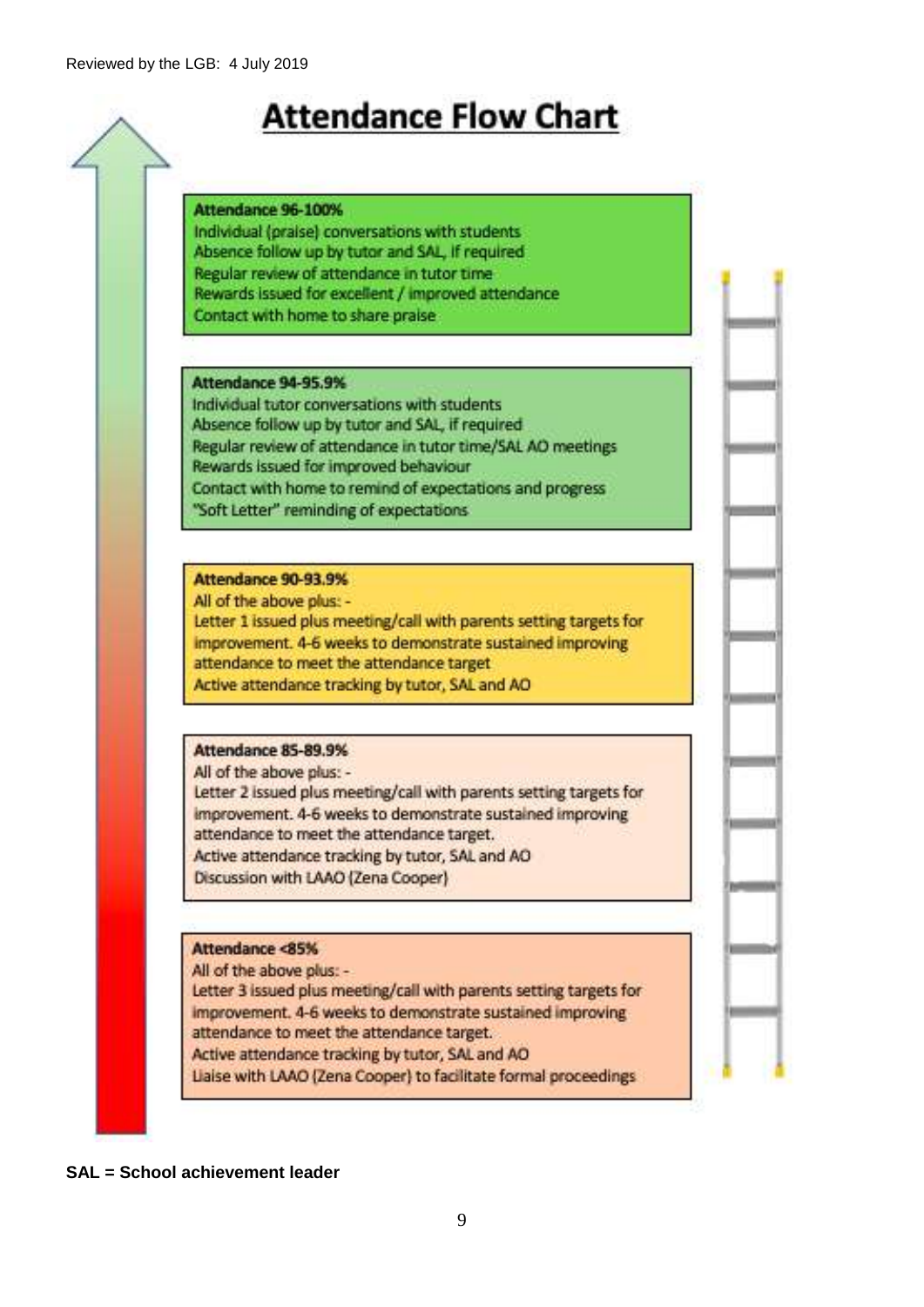Reviewed by the LGB: 4 July 2019

# Attendance Flow Chart

**Attendance 96-100%**
Individual (praise) conversations with students
Absence follow up by tutor and SAL, if required
Regular review of attendance in tutor time
Rewards issued for excellent / improved attendance
Contact with home to share praise

**Attendance 94-95.9%**
Individual tutor conversations with students
Absence follow up by tutor and SAL, if required
Regular review of attendance in tutor time/SAL AO meetings
Rewards issued for improved behaviour
Contact with home to remind of expectations and progress
"Soft Letter" reminding of expectations

**Attendance 90-93.9%**
All of the above plus: -
Letter 1 issued plus meeting/call with parents setting targets for improvement. 4-6 weeks to demonstrate sustained improving attendance to meet the attendance target
Active attendance tracking by tutor, SAL and AO

**Attendance 85-89.9%**
All of the above plus: -
Letter 2 issued plus meeting/call with parents setting targets for improvement. 4-6 weeks to demonstrate sustained improving attendance to meet the attendance target.
Active attendance tracking by tutor, SAL and AO
Discussion with LAAO (Zena Cooper)

**Attendance <85%**
All of the above plus: -
Letter 3 issued plus meeting/call with parents setting targets for improvement. 4-6 weeks to demonstrate sustained improving attendance to meet the attendance target.
Active attendance tracking by tutor, SAL and AO
Liaise with LAAO (Zena Cooper) to facilitate formal proceedings

**SAL = School achievement leader**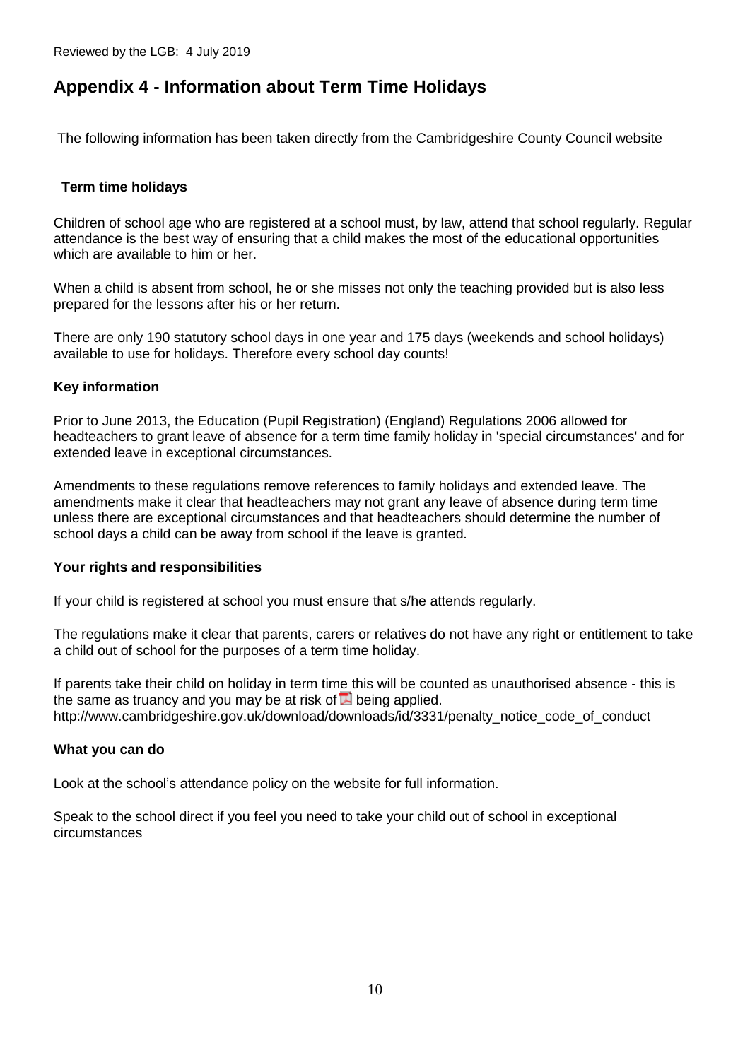Reviewed by the LGB: 4 July 2019

# Appendix 4 - Information about Term Time Holidays

The following information has been taken directly from the Cambridgeshire County Council website

**Term time holidays**

Children of school age who are registered at a school must, by law, attend that school regularly. Regular attendance is the best way of ensuring that a child makes the most of the educational opportunities which are available to him or her.

When a child is absent from school, he or she misses not only the teaching provided but is also less prepared for the lessons after his or her return.

There are only 190 statutory school days in one year and 175 days (weekends and school holidays) available to use for holidays. Therefore every school day counts!

**Key information**

Prior to June 2013, the Education (Pupil Registration) (England) Regulations 2006 allowed for headteachers to grant leave of absence for a term time family holiday in 'special circumstances' and for extended leave in exceptional circumstances.

Amendments to these regulations remove references to family holidays and extended leave. The amendments make it clear that headteachers may not grant any leave of absence during term time unless there are exceptional circumstances and that headteachers should determine the number of school days a child can be away from school if the leave is granted.

**Your rights and responsibilities**

If your child is registered at school you must ensure that s/he attends regularly.

The regulations make it clear that parents, carers or relatives do not have any right or entitlement to take a child out of school for the purposes of a term time holiday.

If parents take their child on holiday in term time this will be counted as unauthorised absence - this is the same as truancy and you may be at risk of being applied.
http://www.cambridgeshire.gov.uk/download/downloads/id/3331/penalty_notice_code_of_conduct

**What you can do**

Look at the school's attendance policy on the website for full information.

Speak to the school direct if you feel you need to take your child out of school in exceptional circumstances